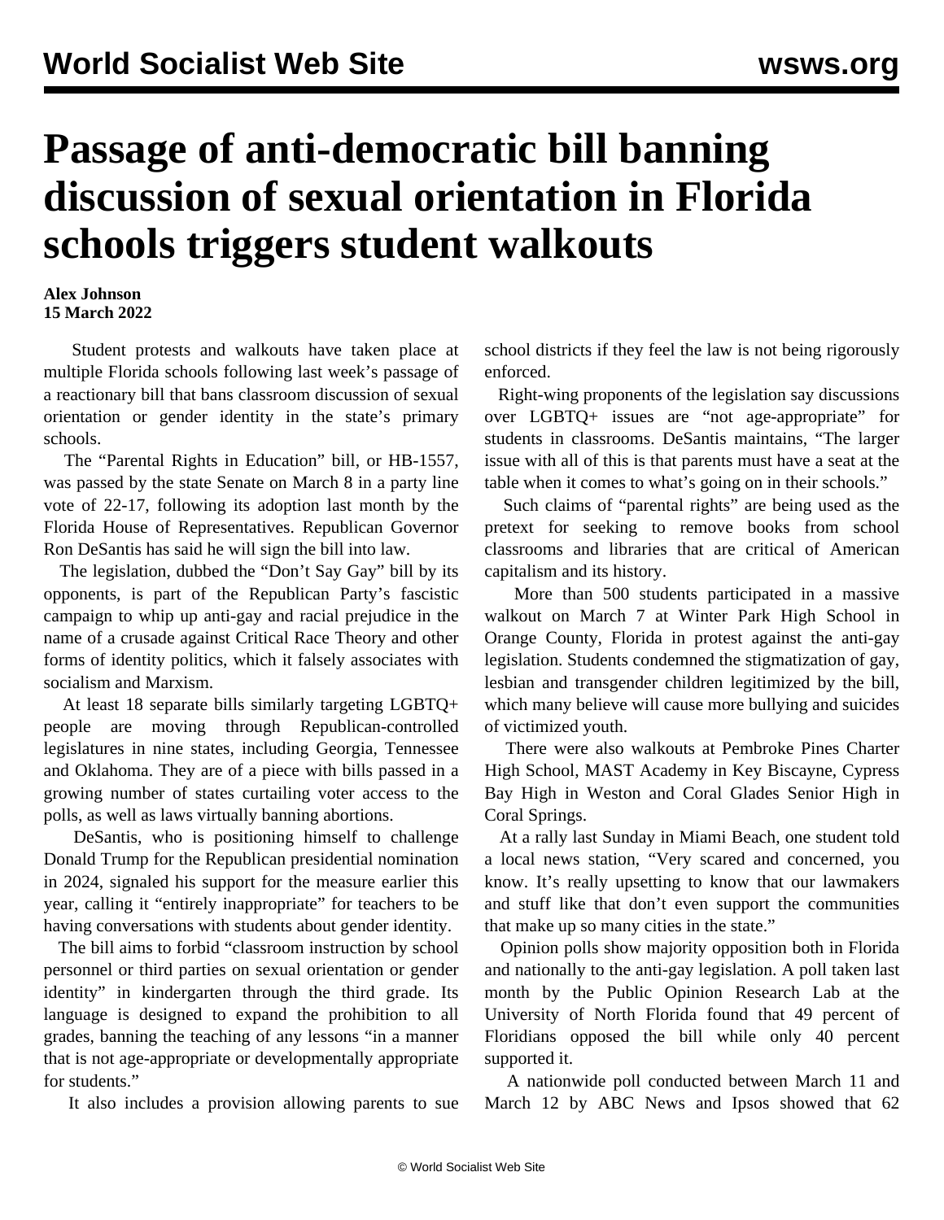# Passage of anti-democratic bill banning discussion of sexual orientation in Florida schools triggers student walkouts

**Alex Johnson**
**15 March 2022**

Student protests and walkouts have taken place at multiple Florida schools following last week's passage of a reactionary bill that bans classroom discussion of sexual orientation or gender identity in the state's primary schools.

The "Parental Rights in Education" bill, or HB-1557, was passed by the state Senate on March 8 in a party line vote of 22-17, following its adoption last month by the Florida House of Representatives. Republican Governor Ron DeSantis has said he will sign the bill into law.

The legislation, dubbed the "Don't Say Gay" bill by its opponents, is part of the Republican Party's fascistic campaign to whip up anti-gay and racial prejudice in the name of a crusade against Critical Race Theory and other forms of identity politics, which it falsely associates with socialism and Marxism.

At least 18 separate bills similarly targeting LGBTQ+ people are moving through Republican-controlled legislatures in nine states, including Georgia, Tennessee and Oklahoma. They are of a piece with bills passed in a growing number of states curtailing voter access to the polls, as well as laws virtually banning abortions.

DeSantis, who is positioning himself to challenge Donald Trump for the Republican presidential nomination in 2024, signaled his support for the measure earlier this year, calling it "entirely inappropriate" for teachers to be having conversations with students about gender identity.

The bill aims to forbid "classroom instruction by school personnel or third parties on sexual orientation or gender identity" in kindergarten through the third grade. Its language is designed to expand the prohibition to all grades, banning the teaching of any lessons "in a manner that is not age-appropriate or developmentally appropriate for students."

It also includes a provision allowing parents to sue school districts if they feel the law is not being rigorously enforced.

Right-wing proponents of the legislation say discussions over LGBTQ+ issues are "not age-appropriate" for students in classrooms. DeSantis maintains, "The larger issue with all of this is that parents must have a seat at the table when it comes to what's going on in their schools."

Such claims of "parental rights" are being used as the pretext for seeking to remove books from school classrooms and libraries that are critical of American capitalism and its history.

More than 500 students participated in a massive walkout on March 7 at Winter Park High School in Orange County, Florida in protest against the anti-gay legislation. Students condemned the stigmatization of gay, lesbian and transgender children legitimized by the bill, which many believe will cause more bullying and suicides of victimized youth.

There were also walkouts at Pembroke Pines Charter High School, MAST Academy in Key Biscayne, Cypress Bay High in Weston and Coral Glades Senior High in Coral Springs.

At a rally last Sunday in Miami Beach, one student told a local news station, "Very scared and concerned, you know. It's really upsetting to know that our lawmakers and stuff like that don't even support the communities that make up so many cities in the state."

Opinion polls show majority opposition both in Florida and nationally to the anti-gay legislation. A poll taken last month by the Public Opinion Research Lab at the University of North Florida found that 49 percent of Floridians opposed the bill while only 40 percent supported it.

A nationwide poll conducted between March 11 and March 12 by ABC News and Ipsos showed that 62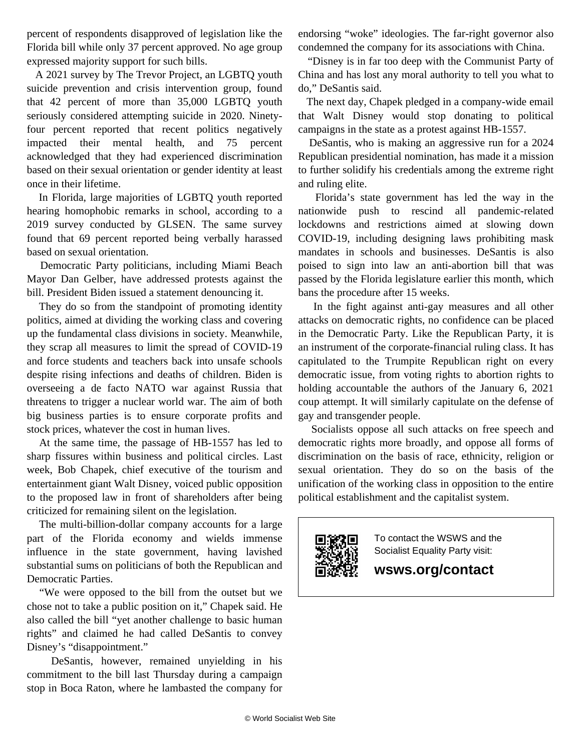percent of respondents disapproved of legislation like the Florida bill while only 37 percent approved. No age group expressed majority support for such bills.

A 2021 survey by The Trevor Project, an LGBTQ youth suicide prevention and crisis intervention group, found that 42 percent of more than 35,000 LGBTQ youth seriously considered attempting suicide in 2020. Ninety-four percent reported that recent politics negatively impacted their mental health, and 75 percent acknowledged that they had experienced discrimination based on their sexual orientation or gender identity at least once in their lifetime.

In Florida, large majorities of LGBTQ youth reported hearing homophobic remarks in school, according to a 2019 survey conducted by GLSEN. The same survey found that 69 percent reported being verbally harassed based on sexual orientation.

Democratic Party politicians, including Miami Beach Mayor Dan Gelber, have addressed protests against the bill. President Biden issued a statement denouncing it.

They do so from the standpoint of promoting identity politics, aimed at dividing the working class and covering up the fundamental class divisions in society. Meanwhile, they scrap all measures to limit the spread of COVID-19 and force students and teachers back into unsafe schools despite rising infections and deaths of children. Biden is overseeing a de facto NATO war against Russia that threatens to trigger a nuclear world war. The aim of both big business parties is to ensure corporate profits and stock prices, whatever the cost in human lives.

At the same time, the passage of HB-1557 has led to sharp fissures within business and political circles. Last week, Bob Chapek, chief executive of the tourism and entertainment giant Walt Disney, voiced public opposition to the proposed law in front of shareholders after being criticized for remaining silent on the legislation.

The multi-billion-dollar company accounts for a large part of the Florida economy and wields immense influence in the state government, having lavished substantial sums on politicians of both the Republican and Democratic Parties.

"We were opposed to the bill from the outset but we chose not to take a public position on it," Chapek said. He also called the bill "yet another challenge to basic human rights" and claimed he had called DeSantis to convey Disney's "disappointment."

DeSantis, however, remained unyielding in his commitment to the bill last Thursday during a campaign stop in Boca Raton, where he lambasted the company for endorsing "woke" ideologies. The far-right governor also condemned the company for its associations with China.

"Disney is in far too deep with the Communist Party of China and has lost any moral authority to tell you what to do," DeSantis said.

The next day, Chapek pledged in a company-wide email that Walt Disney would stop donating to political campaigns in the state as a protest against HB-1557.

DeSantis, who is making an aggressive run for a 2024 Republican presidential nomination, has made it a mission to further solidify his credentials among the extreme right and ruling elite.

Florida's state government has led the way in the nationwide push to rescind all pandemic-related lockdowns and restrictions aimed at slowing down COVID-19, including designing laws prohibiting mask mandates in schools and businesses. DeSantis is also poised to sign into law an anti-abortion bill that was passed by the Florida legislature earlier this month, which bans the procedure after 15 weeks.

In the fight against anti-gay measures and all other attacks on democratic rights, no confidence can be placed in the Democratic Party. Like the Republican Party, it is an instrument of the corporate-financial ruling class. It has capitulated to the Trumpite Republican right on every democratic issue, from voting rights to abortion rights to holding accountable the authors of the January 6, 2021 coup attempt. It will similarly capitulate on the defense of gay and transgender people.

Socialists oppose all such attacks on free speech and democratic rights more broadly, and oppose all forms of discrimination on the basis of race, ethnicity, religion or sexual orientation. They do so on the basis of the unification of the working class in opposition to the entire political establishment and the capitalist system.

To contact the WSWS and the Socialist Equality Party visit:

**wsws.org/contact**